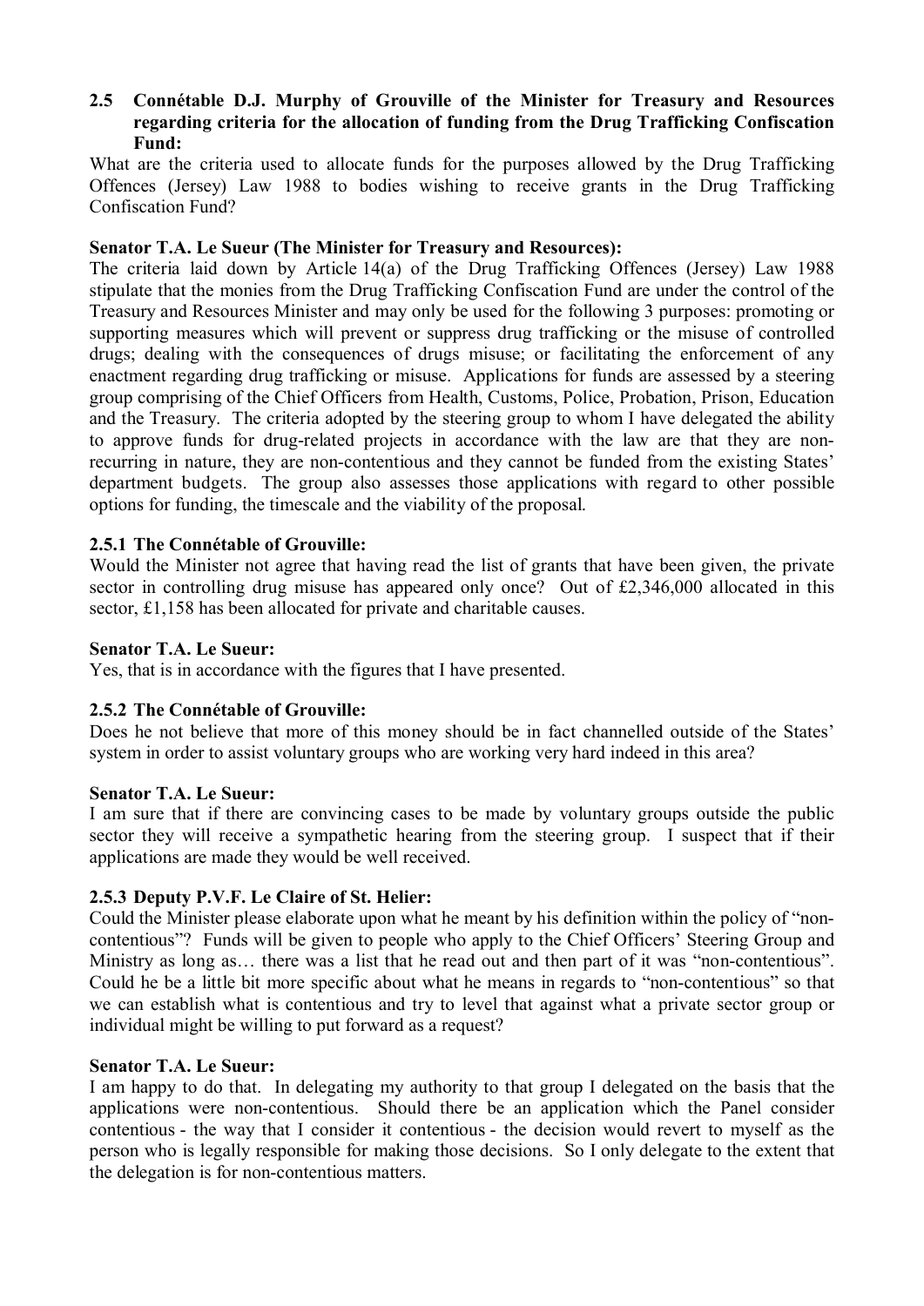**2.5 Connétable D.J. Murphy of Grouville of the Minister for Treasury and Resources regarding criteria for the allocation of funding from the Drug Trafficking Confiscation Fund:**

What are the criteria used to allocate funds for the purposes allowed by the Drug Trafficking Offences (Jersey) Law 1988 to bodies wishing to receive grants in the Drug Trafficking Confiscation Fund?

**Senator T.A. Le Sueur (The Minister for Treasury and Resources):**

The criteria laid down by Article 14(a) of the Drug Trafficking Offences (Jersey) Law 1988 stipulate that the monies from the Drug Trafficking Confiscation Fund are under the control of the Treasury and Resources Minister and may only be used for the following 3 purposes: promoting or supporting measures which will prevent or suppress drug trafficking or the misuse of controlled drugs; dealing with the consequences of drugs misuse; or facilitating the enforcement of any enactment regarding drug trafficking or misuse. Applications for funds are assessed by a steering group comprising of the Chief Officers from Health, Customs, Police, Probation, Prison, Education and the Treasury. The criteria adopted by the steering group to whom I have delegated the ability to approve funds for drug-related projects in accordance with the law are that they are non-recurring in nature, they are non-contentious and they cannot be funded from the existing States' department budgets. The group also assesses those applications with regard to other possible options for funding, the timescale and the viability of the proposal.

**2.5.1 The Connétable of Grouville:**

Would the Minister not agree that having read the list of grants that have been given, the private sector in controlling drug misuse has appeared only once? Out of £2,346,000 allocated in this sector, £1,158 has been allocated for private and charitable causes.

**Senator T.A. Le Sueur:**

Yes, that is in accordance with the figures that I have presented.

**2.5.2 The Connétable of Grouville:**

Does he not believe that more of this money should be in fact channelled outside of the States' system in order to assist voluntary groups who are working very hard indeed in this area?

**Senator T.A. Le Sueur:**

I am sure that if there are convincing cases to be made by voluntary groups outside the public sector they will receive a sympathetic hearing from the steering group. I suspect that if their applications are made they would be well received.

**2.5.3 Deputy P.V.F. Le Claire of St. Helier:**

Could the Minister please elaborate upon what he meant by his definition within the policy of "non-contentious"? Funds will be given to people who apply to the Chief Officers' Steering Group and Ministry as long as… there was a list that he read out and then part of it was "non-contentious". Could he be a little bit more specific about what he means in regards to "non-contentious" so that we can establish what is contentious and try to level that against what a private sector group or individual might be willing to put forward as a request?

**Senator T.A. Le Sueur:**

I am happy to do that. In delegating my authority to that group I delegated on the basis that the applications were non-contentious. Should there be an application which the Panel consider contentious - the way that I consider it contentious - the decision would revert to myself as the person who is legally responsible for making those decisions. So I only delegate to the extent that the delegation is for non-contentious matters.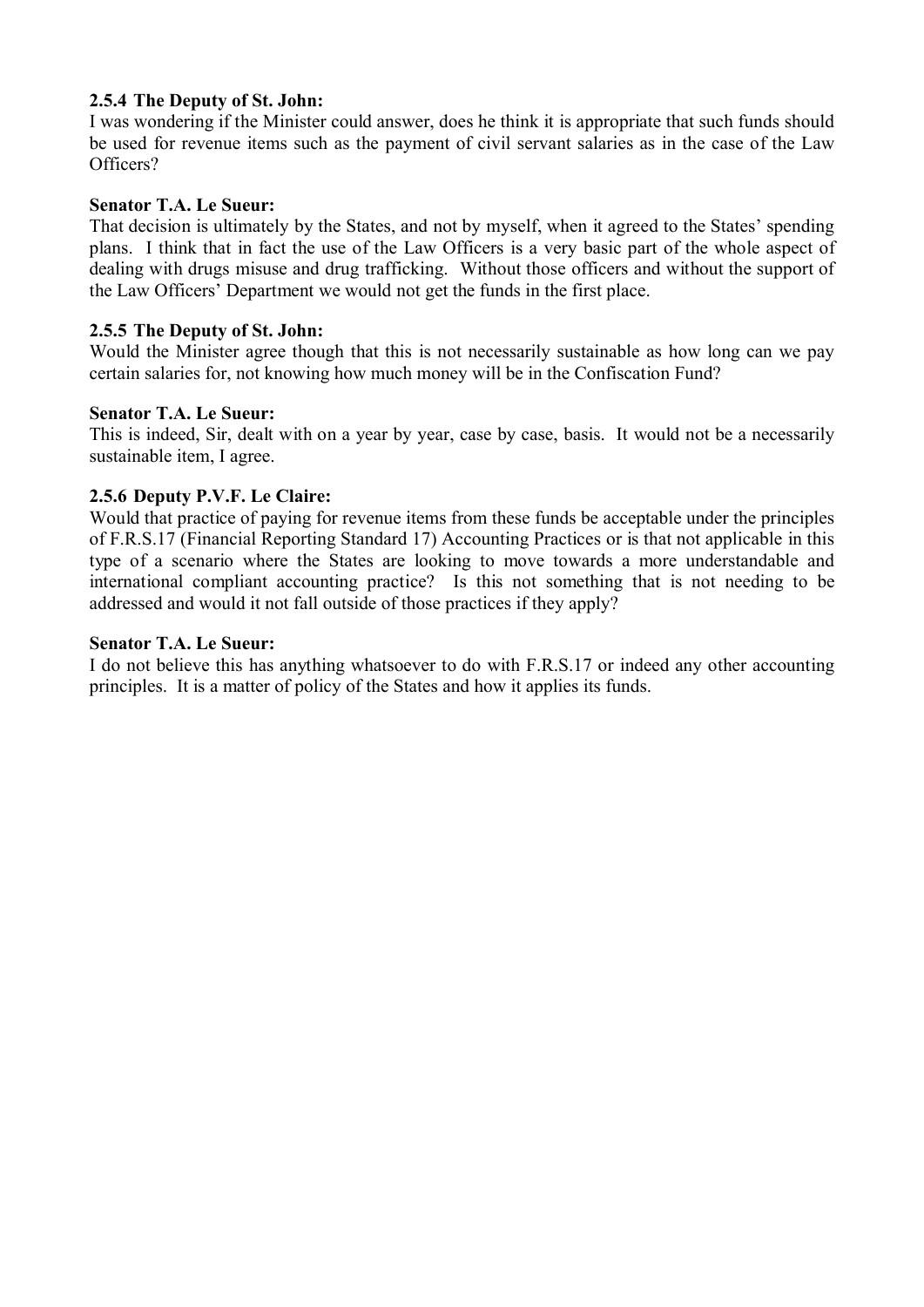#### 2.5.4 The Deputy of St. John:

I was wondering if the Minister could answer, does he think it is appropriate that such funds should be used for revenue items such as the payment of civil servant salaries as in the case of the Law Officers?

**Senator T.A. Le Sueur:**

That decision is ultimately by the States, and not by myself, when it agreed to the States' spending plans. I think that in fact the use of the Law Officers is a very basic part of the whole aspect of dealing with drugs misuse and drug trafficking. Without those officers and without the support of the Law Officers' Department we would not get the funds in the first place.

#### 2.5.5 The Deputy of St. John:

Would the Minister agree though that this is not necessarily sustainable as how long can we pay certain salaries for, not knowing how much money will be in the Confiscation Fund?

**Senator T.A. Le Sueur:**

This is indeed, Sir, dealt with on a year by year, case by case, basis. It would not be a necessarily sustainable item, I agree.

#### 2.5.6 Deputy P.V.F. Le Claire:

Would that practice of paying for revenue items from these funds be acceptable under the principles of F.R.S.17 (Financial Reporting Standard 17) Accounting Practices or is that not applicable in this type of a scenario where the States are looking to move towards a more understandable and international compliant accounting practice? Is this not something that is not needing to be addressed and would it not fall outside of those practices if they apply?

**Senator T.A. Le Sueur:**

I do not believe this has anything whatsoever to do with F.R.S.17 or indeed any other accounting principles. It is a matter of policy of the States and how it applies its funds.